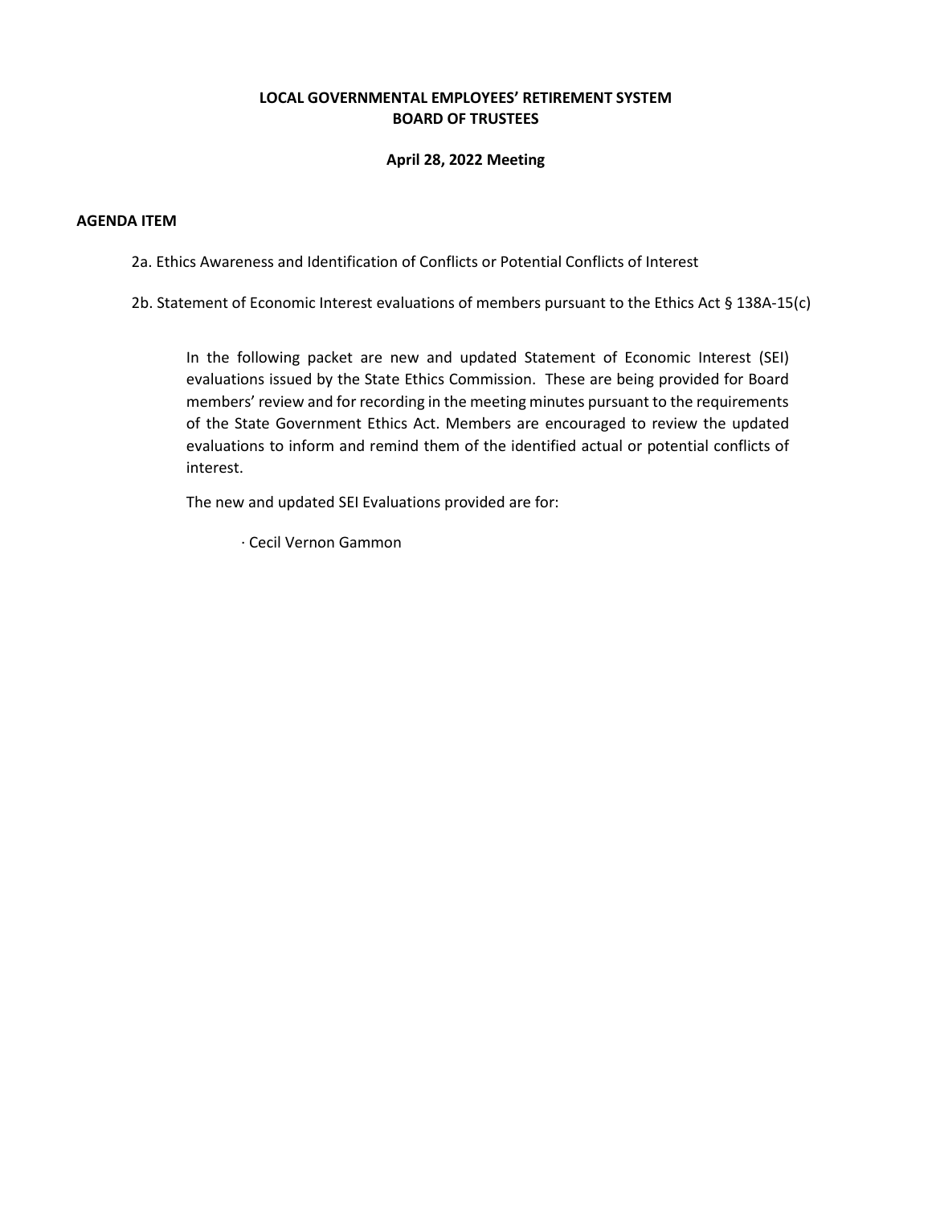**LOCAL GOVERNMENTAL EMPLOYEES' RETIREMENT SYSTEM**
**BOARD OF TRUSTEES**

**April 28, 2022 Meeting**

**AGENDA ITEM**

2a. Ethics Awareness and Identification of Conflicts or Potential Conflicts of Interest

2b. Statement of Economic Interest evaluations of members pursuant to the Ethics Act § 138A-15(c)

In the following packet are new and updated Statement of Economic Interest (SEI) evaluations issued by the State Ethics Commission. These are being provided for Board members' review and for recording in the meeting minutes pursuant to the requirements of the State Government Ethics Act. Members are encouraged to review the updated evaluations to inform and remind them of the identified actual or potential conflicts of interest.

The new and updated SEI Evaluations provided are for:

- Cecil Vernon Gammon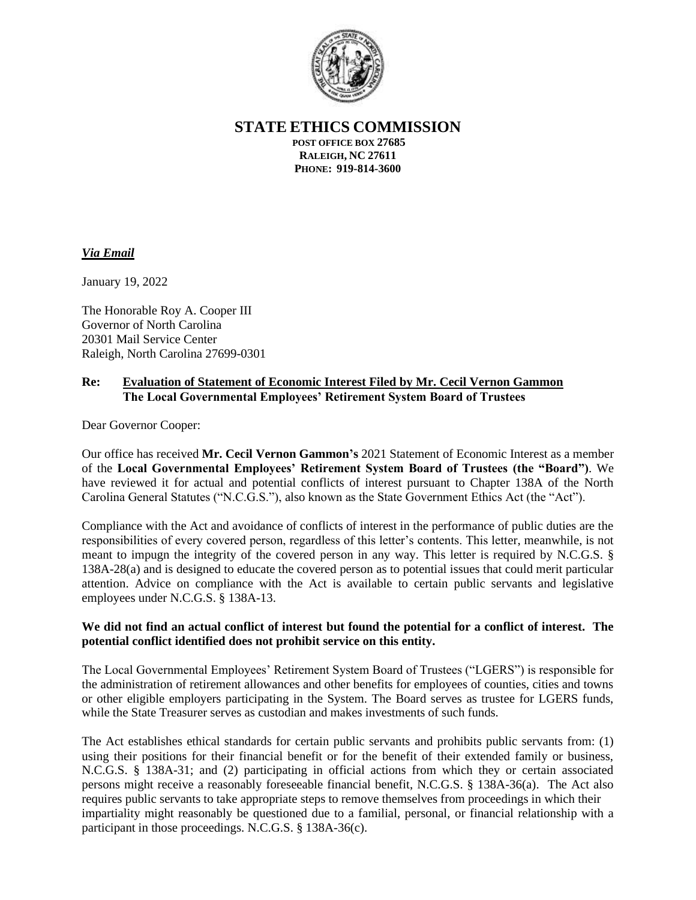**STATE ETHICS COMMISSION**
**POST OFFICE BOX 27685**
**RALEIGH, NC 27611**
**PHONE: 919-814-3600**

***Via Email***

January 19, 2022

The Honorable Roy A. Cooper III
Governor of North Carolina
20301 Mail Service Center
Raleigh, North Carolina 27699-0301

**Re: <u>Evaluation of Statement of Economic Interest Filed by Mr. Cecil Vernon Gammon</u>**
**The Local Governmental Employees' Retirement System Board of Trustees**

Dear Governor Cooper:

Our office has received **Mr. Cecil Vernon Gammon's** 2021 Statement of Economic Interest as a member of the **Local Governmental Employees' Retirement System Board of Trustees (the "Board")**. We have reviewed it for actual and potential conflicts of interest pursuant to Chapter 138A of the North Carolina General Statutes ("N.C.G.S."), also known as the State Government Ethics Act (the "Act").

Compliance with the Act and avoidance of conflicts of interest in the performance of public duties are the responsibilities of every covered person, regardless of this letter's contents. This letter, meanwhile, is not meant to impugn the integrity of the covered person in any way. This letter is required by N.C.G.S. § 138A-28(a) and is designed to educate the covered person as to potential issues that could merit particular attention. Advice on compliance with the Act is available to certain public servants and legislative employees under N.C.G.S. § 138A-13.

**We did not find an actual conflict of interest but found the potential for a conflict of interest. The potential conflict identified does not prohibit service on this entity.**

The Local Governmental Employees' Retirement System Board of Trustees ("LGERS") is responsible for the administration of retirement allowances and other benefits for employees of counties, cities and towns or other eligible employers participating in the System. The Board serves as trustee for LGERS funds, while the State Treasurer serves as custodian and makes investments of such funds.

The Act establishes ethical standards for certain public servants and prohibits public servants from: (1) using their positions for their financial benefit or for the benefit of their extended family or business, N.C.G.S. § 138A-31; and (2) participating in official actions from which they or certain associated persons might receive a reasonably foreseeable financial benefit, N.C.G.S. § 138A-36(a). The Act also requires public servants to take appropriate steps to remove themselves from proceedings in which their impartiality might reasonably be questioned due to a familial, personal, or financial relationship with a participant in those proceedings. N.C.G.S. § 138A-36(c).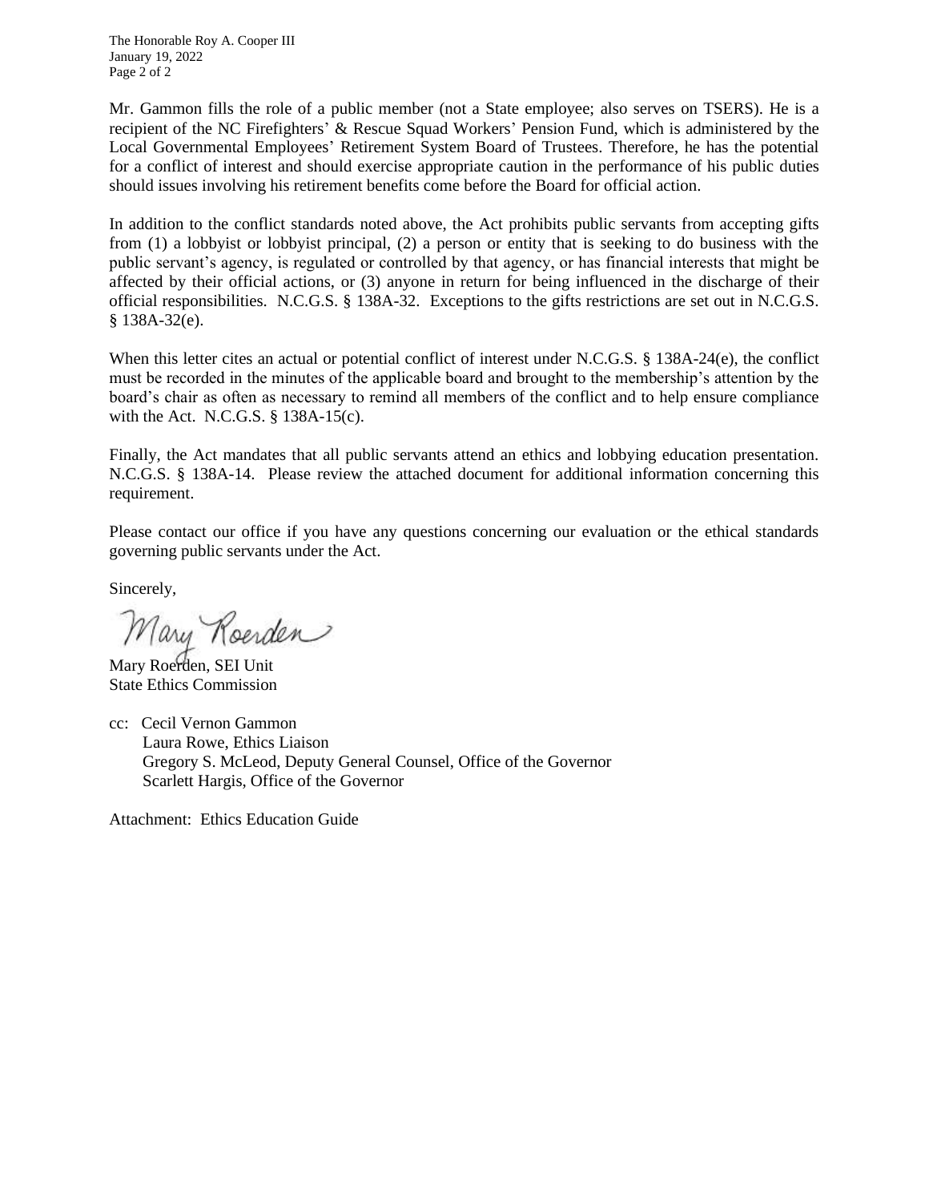Mr. Gammon fills the role of a public member (not a State employee; also serves on TSERS). He is a recipient of the NC Firefighters' & Rescue Squad Workers' Pension Fund, which is administered by the Local Governmental Employees' Retirement System Board of Trustees. Therefore, he has the potential for a conflict of interest and should exercise appropriate caution in the performance of his public duties should issues involving his retirement benefits come before the Board for official action.

In addition to the conflict standards noted above, the Act prohibits public servants from accepting gifts from (1) a lobbyist or lobbyist principal, (2) a person or entity that is seeking to do business with the public servant's agency, is regulated or controlled by that agency, or has financial interests that might be affected by their official actions, or (3) anyone in return for being influenced in the discharge of their official responsibilities. N.C.G.S. § 138A-32. Exceptions to the gifts restrictions are set out in N.C.G.S. § 138A-32(e).

When this letter cites an actual or potential conflict of interest under N.C.G.S. § 138A-24(e), the conflict must be recorded in the minutes of the applicable board and brought to the membership's attention by the board's chair as often as necessary to remind all members of the conflict and to help ensure compliance with the Act. N.C.G.S. § 138A-15(c).

Finally, the Act mandates that all public servants attend an ethics and lobbying education presentation. N.C.G.S. § 138A-14. Please review the attached document for additional information concerning this requirement.

Please contact our office if you have any questions concerning our evaluation or the ethical standards governing public servants under the Act.

Sincerely,

Mary Roerden

Mary Roerden, SEI Unit
State Ethics Commission

cc: Cecil Vernon Gammon
Laura Rowe, Ethics Liaison
Gregory S. McLeod, Deputy General Counsel, Office of the Governor
Scarlett Hargis, Office of the Governor

Attachment: Ethics Education Guide